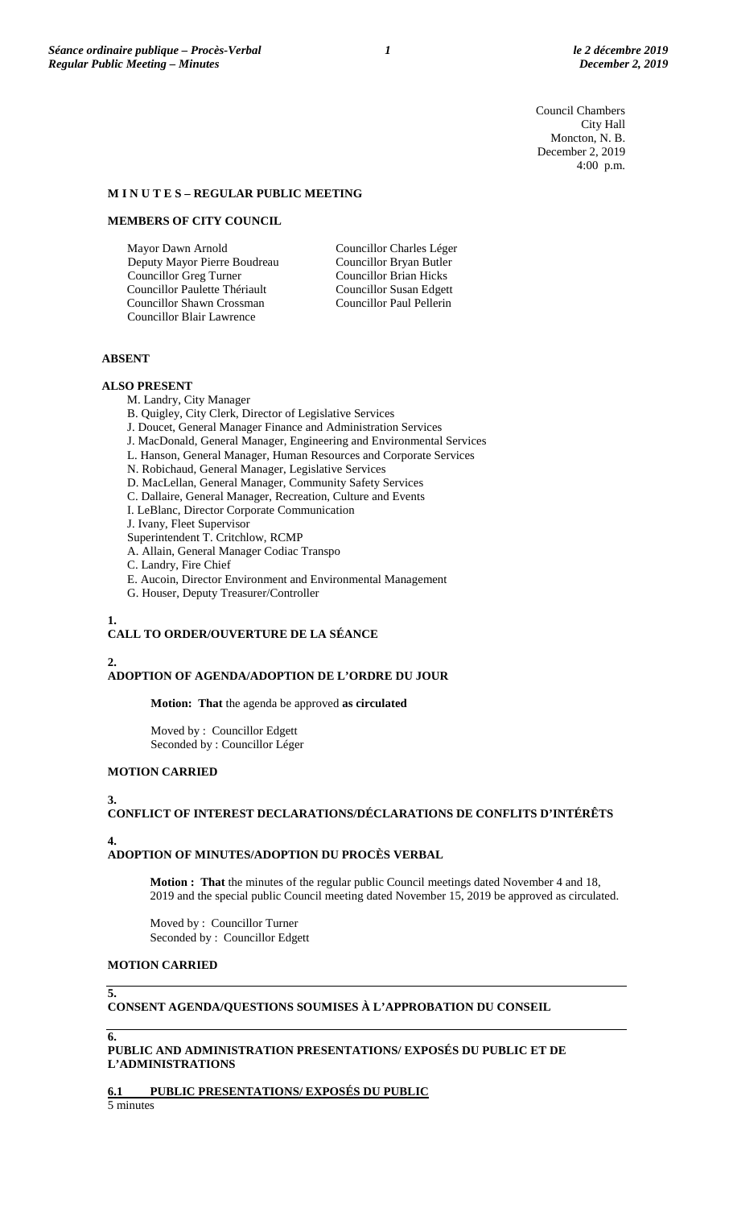Council Chambers
City Hall
Moncton, N. B.
December 2, 2019
4:00 p.m.

**M I N U T E S – REGULAR PUBLIC MEETING**

**MEMBERS OF CITY COUNCIL**

Mayor Dawn Arnold
Deputy Mayor Pierre Boudreau
Councillor Greg Turner
Councillor Paulette Thériault
Councillor Shawn Crossman
Councillor Blair Lawrence
Councillor Charles Léger
Councillor Bryan Butler
Councillor Brian Hicks
Councillor Susan Edgett
Councillor Paul Pellerin

**ABSENT**

**ALSO PRESENT**

M. Landry, City Manager
B. Quigley, City Clerk, Director of Legislative Services
J. Doucet, General Manager Finance and Administration Services
J. MacDonald, General Manager, Engineering and Environmental Services
L. Hanson, General Manager, Human Resources and Corporate Services
N. Robichaud, General Manager, Legislative Services
D. MacLellan, General Manager, Community Safety Services
C. Dallaire, General Manager, Recreation, Culture and Events
I. LeBlanc, Director Corporate Communication
J. Ivany, Fleet Supervisor
Superintendent T. Critchlow, RCMP
A. Allain, General Manager Codiac Transpo
C. Landry, Fire Chief
E. Aucoin, Director Environment and Environmental Management
G. Houser, Deputy Treasurer/Controller

**1.**
**CALL TO ORDER/OUVERTURE DE LA SÉANCE**

**2.**
**ADOPTION OF AGENDA/ADOPTION DE L'ORDRE DU JOUR**

**Motion: That** the agenda be approved **as circulated**

Moved by : Councillor Edgett
Seconded by : Councillor Léger

**MOTION CARRIED**

**3.**
**CONFLICT OF INTEREST DECLARATIONS/DÉCLARATIONS DE CONFLITS D'INTÉRÊTS**

**4.**
**ADOPTION OF MINUTES/ADOPTION DU PROCÈS VERBAL**

**Motion : That** the minutes of the regular public Council meetings dated November 4 and 18, 2019 and the special public Council meeting dated November 15, 2019 be approved as circulated.

Moved by : Councillor Turner
Seconded by : Councillor Edgett

**MOTION CARRIED**

**5.**
**CONSENT AGENDA/QUESTIONS SOUMISES À L'APPROBATION DU CONSEIL**

**6.**
**PUBLIC AND ADMINISTRATION PRESENTATIONS/ EXPOSÉS DU PUBLIC ET DE L'ADMINISTRATIONS**

**6.1 PUBLIC PRESENTATIONS/ EXPOSÉS DU PUBLIC**
5 minutes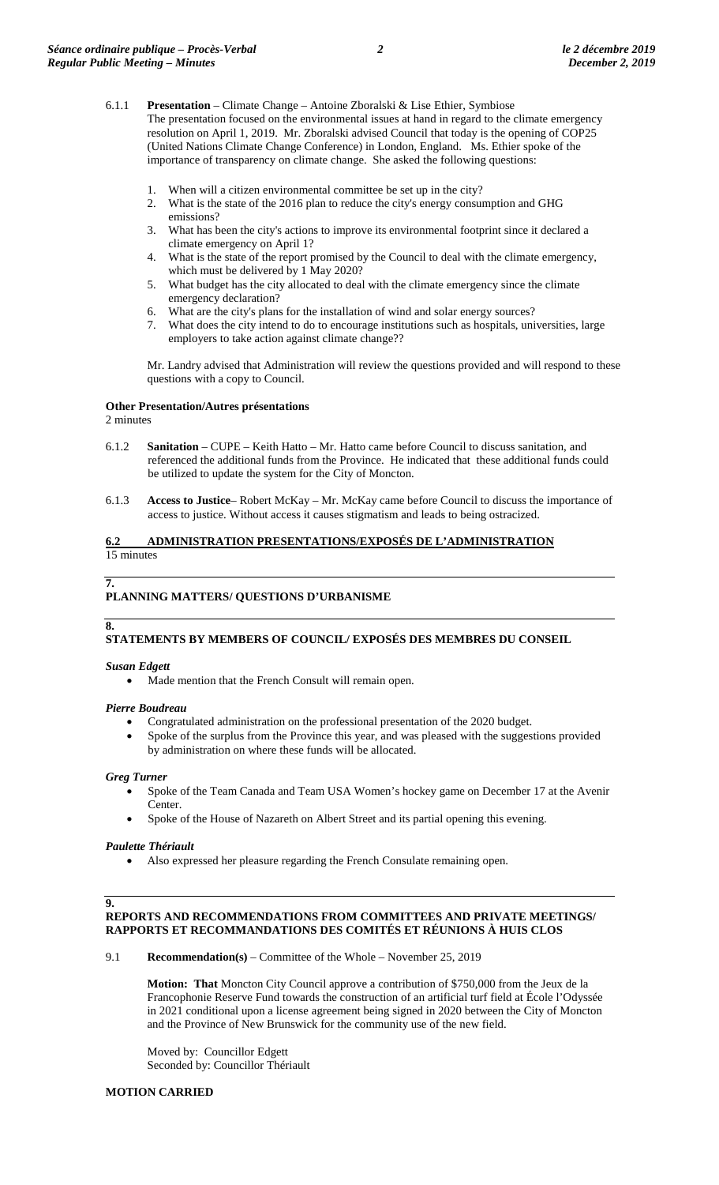6.1.1 **Presentation** – Climate Change – Antoine Zboralski & Lise Ethier, Symbiose
The presentation focused on the environmental issues at hand in regard to the climate emergency resolution on April 1, 2019. Mr. Zboralski advised Council that today is the opening of COP25 (United Nations Climate Change Conference) in London, England. Ms. Ethier spoke of the importance of transparency on climate change. She asked the following questions:

1. When will a citizen environmental committee be set up in the city?
2. What is the state of the 2016 plan to reduce the city's energy consumption and GHG emissions?
3. What has been the city's actions to improve its environmental footprint since it declared a climate emergency on April 1?
4. What is the state of the report promised by the Council to deal with the climate emergency, which must be delivered by 1 May 2020?
5. What budget has the city allocated to deal with the climate emergency since the climate emergency declaration?
6. What are the city's plans for the installation of wind and solar energy sources?
7. What does the city intend to do to encourage institutions such as hospitals, universities, large employers to take action against climate change??

Mr. Landry advised that Administration will review the questions provided and will respond to these questions with a copy to Council.

**Other Presentation/Autres présentations**
2 minutes

6.1.2 **Sanitation** – CUPE – Keith Hatto – Mr. Hatto came before Council to discuss sanitation, and referenced the additional funds from the Province. He indicated that these additional funds could be utilized to update the system for the City of Moncton.

6.1.3 **Access to Justice**– Robert McKay – Mr. McKay came before Council to discuss the importance of access to justice. Without access it causes stigmatism and leads to being ostracized.

## 6.2 ADMINISTRATION PRESENTATIONS/EXPOSÉS DE L'ADMINISTRATION
15 minutes

## 7. PLANNING MATTERS/ QUESTIONS D'URBANISME

## 8. STATEMENTS BY MEMBERS OF COUNCIL/ EXPOSÉS DES MEMBRES DU CONSEIL

***Susan Edgett***

- Made mention that the French Consult will remain open.

***Pierre Boudreau***

- Congratulated administration on the professional presentation of the 2020 budget.
- Spoke of the surplus from the Province this year, and was pleased with the suggestions provided by administration on where these funds will be allocated.

***Greg Turner***

- Spoke of the Team Canada and Team USA Women's hockey game on December 17 at the Avenir Center.
- Spoke of the House of Nazareth on Albert Street and its partial opening this evening.

***Paulette Thériault***

- Also expressed her pleasure regarding the French Consulate remaining open.

## 9. REPORTS AND RECOMMENDATIONS FROM COMMITTEES AND PRIVATE MEETINGS/ RAPPORTS ET RECOMMANDATIONS DES COMITÉS ET RÉUNIONS À HUIS CLOS

9.1 **Recommendation(s)** – Committee of the Whole – November 25, 2019

**Motion: That** Moncton City Council approve a contribution of $750,000 from the Jeux de la Francophonie Reserve Fund towards the construction of an artificial turf field at École l'Odyssée in 2021 conditional upon a license agreement being signed in 2020 between the City of Moncton and the Province of New Brunswick for the community use of the new field.

Moved by: Councillor Edgett
Seconded by: Councillor Thériault

**MOTION CARRIED**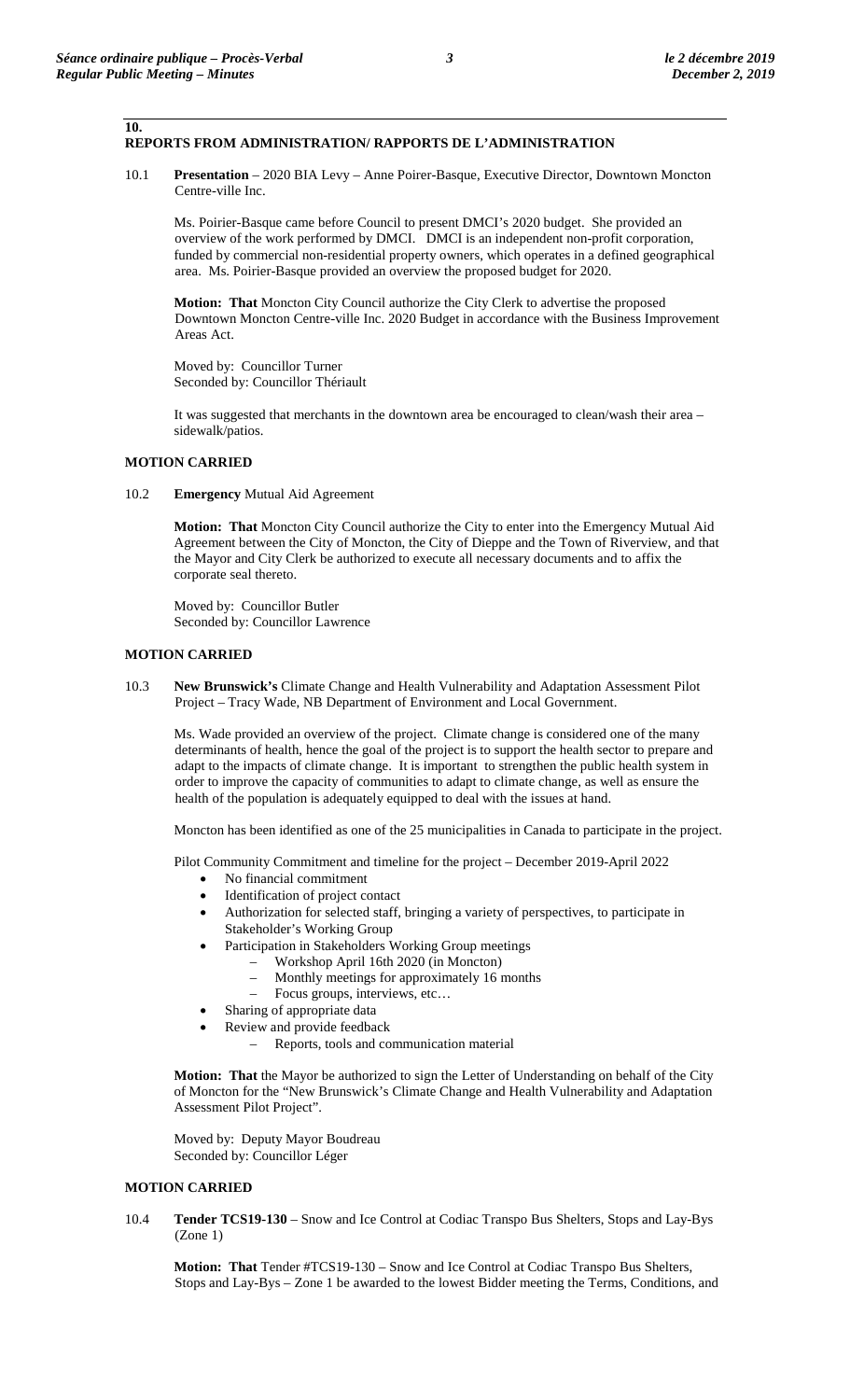## 10. REPORTS FROM ADMINISTRATION/ RAPPORTS DE L'ADMINISTRATION

10.1 **Presentation** – 2020 BIA Levy – Anne Poirer-Basque, Executive Director, Downtown Moncton Centre-ville Inc.

Ms. Poirier-Basque came before Council to present DMCI's 2020 budget. She provided an overview of the work performed by DMCI. DMCI is an independent non-profit corporation, funded by commercial non-residential property owners, which operates in a defined geographical area. Ms. Poirier-Basque provided an overview the proposed budget for 2020.

**Motion: That** Moncton City Council authorize the City Clerk to advertise the proposed Downtown Moncton Centre-ville Inc. 2020 Budget in accordance with the Business Improvement Areas Act.

Moved by: Councillor Turner
Seconded by: Councillor Thériault

It was suggested that merchants in the downtown area be encouraged to clean/wash their area – sidewalk/patios.

**MOTION CARRIED**

10.2 **Emergency** Mutual Aid Agreement

**Motion: That** Moncton City Council authorize the City to enter into the Emergency Mutual Aid Agreement between the City of Moncton, the City of Dieppe and the Town of Riverview, and that the Mayor and City Clerk be authorized to execute all necessary documents and to affix the corporate seal thereto.

Moved by: Councillor Butler
Seconded by: Councillor Lawrence

**MOTION CARRIED**

10.3 **New Brunswick's** Climate Change and Health Vulnerability and Adaptation Assessment Pilot Project – Tracy Wade, NB Department of Environment and Local Government.

Ms. Wade provided an overview of the project. Climate change is considered one of the many determinants of health, hence the goal of the project is to support the health sector to prepare and adapt to the impacts of climate change. It is important to strengthen the public health system in order to improve the capacity of communities to adapt to climate change, as well as ensure the health of the population is adequately equipped to deal with the issues at hand.

Moncton has been identified as one of the 25 municipalities in Canada to participate in the project.

Pilot Community Commitment and timeline for the project – December 2019-April 2022

- No financial commitment
- Identification of project contact
- Authorization for selected staff, bringing a variety of perspectives, to participate in Stakeholder's Working Group
- Participation in Stakeholders Working Group meetings
  - Workshop April 16th 2020 (in Moncton)
  - Monthly meetings for approximately 16 months
  - Focus groups, interviews, etc…
- Sharing of appropriate data
- Review and provide feedback
  - Reports, tools and communication material

**Motion: That** the Mayor be authorized to sign the Letter of Understanding on behalf of the City of Moncton for the "New Brunswick's Climate Change and Health Vulnerability and Adaptation Assessment Pilot Project".

Moved by: Deputy Mayor Boudreau
Seconded by: Councillor Léger

**MOTION CARRIED**

10.4 **Tender TCS19-130** – Snow and Ice Control at Codiac Transpo Bus Shelters, Stops and Lay-Bys (Zone 1)

**Motion: That** Tender #TCS19-130 – Snow and Ice Control at Codiac Transpo Bus Shelters, Stops and Lay-Bys – Zone 1 be awarded to the lowest Bidder meeting the Terms, Conditions, and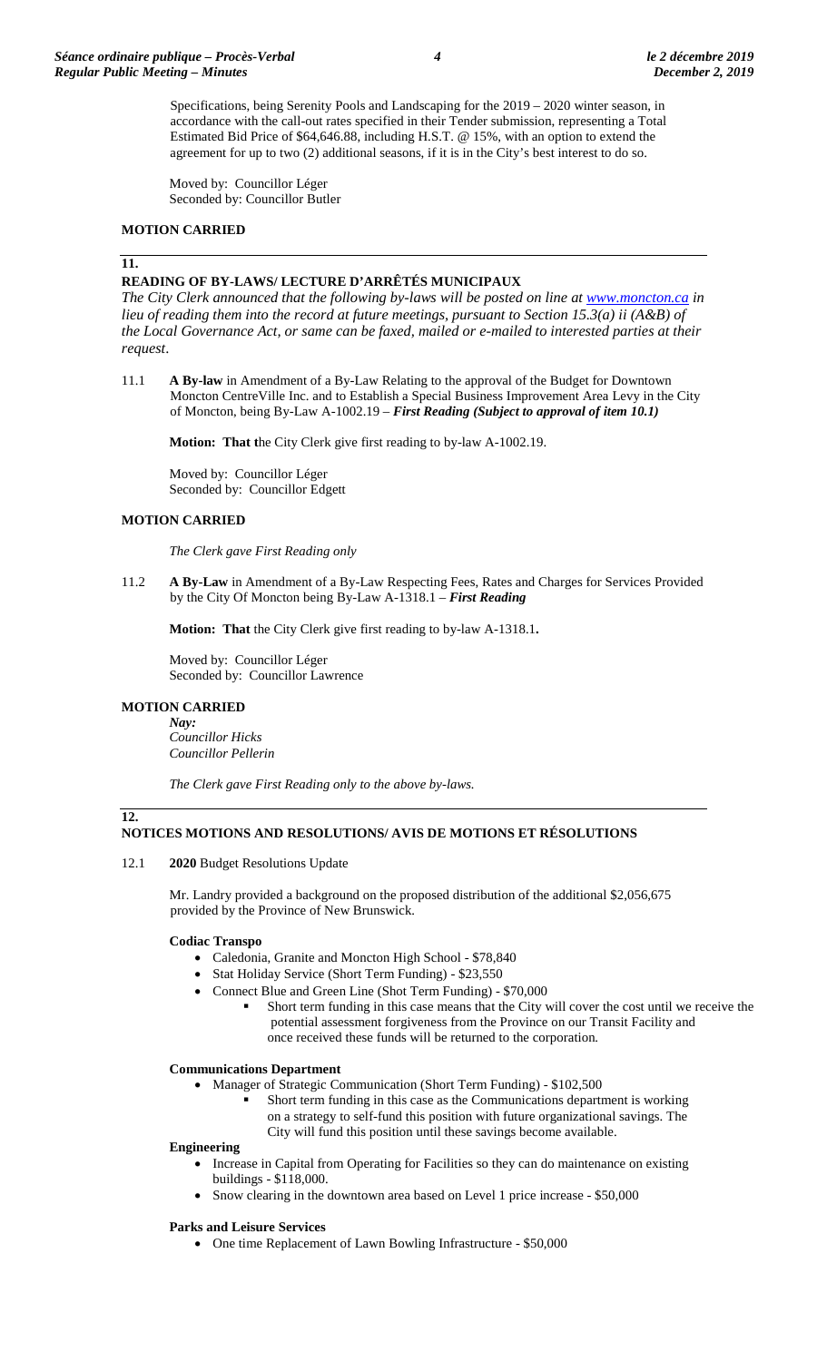Specifications, being Serenity Pools and Landscaping for the 2019 – 2020 winter season, in accordance with the call-out rates specified in their Tender submission, representing a Total Estimated Bid Price of $64,646.88, including H.S.T. @ 15%, with an option to extend the agreement for up to two (2) additional seasons, if it is in the City's best interest to do so.

Moved by: Councillor Léger
Seconded by: Councillor Butler

**MOTION CARRIED**

## 11. READING OF BY-LAWS/ LECTURE D'ARRÊTÉS MUNICIPAUX

*The City Clerk announced that the following by-laws will be posted on line at [www.moncton.ca](www.moncton.ca) in lieu of reading them into the record at future meetings, pursuant to Section 15.3(a) ii (A&B) of the Local Governance Act, or same can be faxed, mailed or e-mailed to interested parties at their request*.

11.1 **A By-law** in Amendment of a By-Law Relating to the approval of the Budget for Downtown Moncton CentreVille Inc. and to Establish a Special Business Improvement Area Levy in the City of Moncton, being By-Law A-1002.19 – ***First Reading (Subject to approval of item 10.1)***

**Motion: That t**he City Clerk give first reading to by-law A-1002.19.

Moved by: Councillor Léger
Seconded by: Councillor Edgett

**MOTION CARRIED**

*The Clerk gave First Reading only*

11.2 **A By-Law** in Amendment of a By-Law Respecting Fees, Rates and Charges for Services Provided by the City Of Moncton being By-Law A-1318.1 – ***First Reading***

**Motion: That** the City Clerk give first reading to by-law A-1318.1**.**

Moved by: Councillor Léger
Seconded by: Councillor Lawrence

**MOTION CARRIED**

*Nay:*
*Councillor Hicks*
*Councillor Pellerin*

*The Clerk gave First Reading only to the above by-laws.*

## 12. NOTICES MOTIONS AND RESOLUTIONS/ AVIS DE MOTIONS ET RÉSOLUTIONS

12.1 **2020** Budget Resolutions Update

Mr. Landry provided a background on the proposed distribution of the additional $2,056,675 provided by the Province of New Brunswick.

**Codiac Transpo**

- Caledonia, Granite and Moncton High School - $78,840
- Stat Holiday Service (Short Term Funding) - $23,550
- Connect Blue and Green Line (Shot Term Funding) - $70,000
  - Short term funding in this case means that the City will cover the cost until we receive the potential assessment forgiveness from the Province on our Transit Facility and once received these funds will be returned to the corporation.

**Communications Department**

- Manager of Strategic Communication (Short Term Funding) - $102,500
  - Short term funding in this case as the Communications department is working on a strategy to self-fund this position with future organizational savings. The City will fund this position until these savings become available.

**Engineering**

- Increase in Capital from Operating for Facilities so they can do maintenance on existing buildings - $118,000.
- Snow clearing in the downtown area based on Level 1 price increase - $50,000

**Parks and Leisure Services**

- One time Replacement of Lawn Bowling Infrastructure - $50,000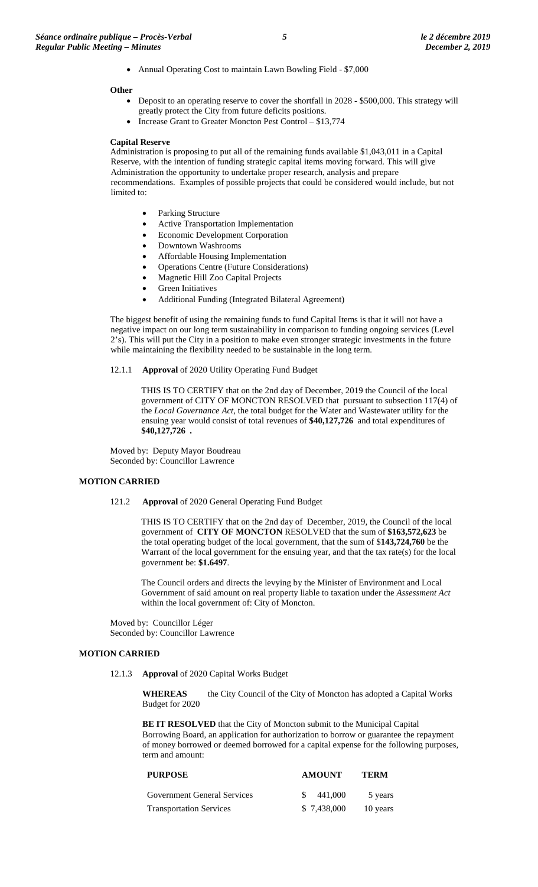- Annual Operating Cost to maintain Lawn Bowling Field - $7,000

**Other**

- Deposit to an operating reserve to cover the shortfall in 2028 - $500,000. This strategy will greatly protect the City from future deficits positions.
- Increase Grant to Greater Moncton Pest Control – $13,774

**Capital Reserve**

Administration is proposing to put all of the remaining funds available $1,043,011 in a Capital Reserve, with the intention of funding strategic capital items moving forward. This will give Administration the opportunity to undertake proper research, analysis and prepare recommendations. Examples of possible projects that could be considered would include, but not limited to:

- Parking Structure
- Active Transportation Implementation
- Economic Development Corporation
- Downtown Washrooms
- Affordable Housing Implementation
- Operations Centre (Future Considerations)
- Magnetic Hill Zoo Capital Projects
- Green Initiatives
- Additional Funding (Integrated Bilateral Agreement)

The biggest benefit of using the remaining funds to fund Capital Items is that it will not have a negative impact on our long term sustainability in comparison to funding ongoing services (Level 2's). This will put the City in a position to make even stronger strategic investments in the future while maintaining the flexibility needed to be sustainable in the long term.

12.1.1 **Approval** of 2020 Utility Operating Fund Budget

THIS IS TO CERTIFY that on the 2nd day of December, 2019 the Council of the local government of CITY OF MONCTON RESOLVED that pursuant to subsection 117(4) of the *Local Governance Act*, the total budget for the Water and Wastewater utility for the ensuing year would consist of total revenues of **$40,127,726** and total expenditures of **$40,127,726 .**

Moved by: Deputy Mayor Boudreau
Seconded by: Councillor Lawrence

**MOTION CARRIED**

121.2 **Approval** of 2020 General Operating Fund Budget

THIS IS TO CERTIFY that on the 2nd day of December, 2019, the Council of the local government of **CITY OF MONCTON** RESOLVED that the sum of **$163,572,623** be the total operating budget of the local government, that the sum of $**143,724,760** be the Warrant of the local government for the ensuing year, and that the tax rate(s) for the local government be: **$1.6497**.

The Council orders and directs the levying by the Minister of Environment and Local Government of said amount on real property liable to taxation under the *Assessment Act* within the local government of: City of Moncton.

Moved by: Councillor Léger
Seconded by: Councillor Lawrence

**MOTION CARRIED**

12.1.3 **Approval** of 2020 Capital Works Budget

**WHEREAS** the City Council of the City of Moncton has adopted a Capital Works Budget for 2020

**BE IT RESOLVED** that the City of Moncton submit to the Municipal Capital Borrowing Board, an application for authorization to borrow or guarantee the repayment of money borrowed or deemed borrowed for a capital expense for the following purposes, term and amount:

| PURPOSE | AMOUNT | TERM |
|---|---|---|
| Government General Services | $ 441,000 | 5 years |
| Transportation Services | $ 7,438,000 | 10 years |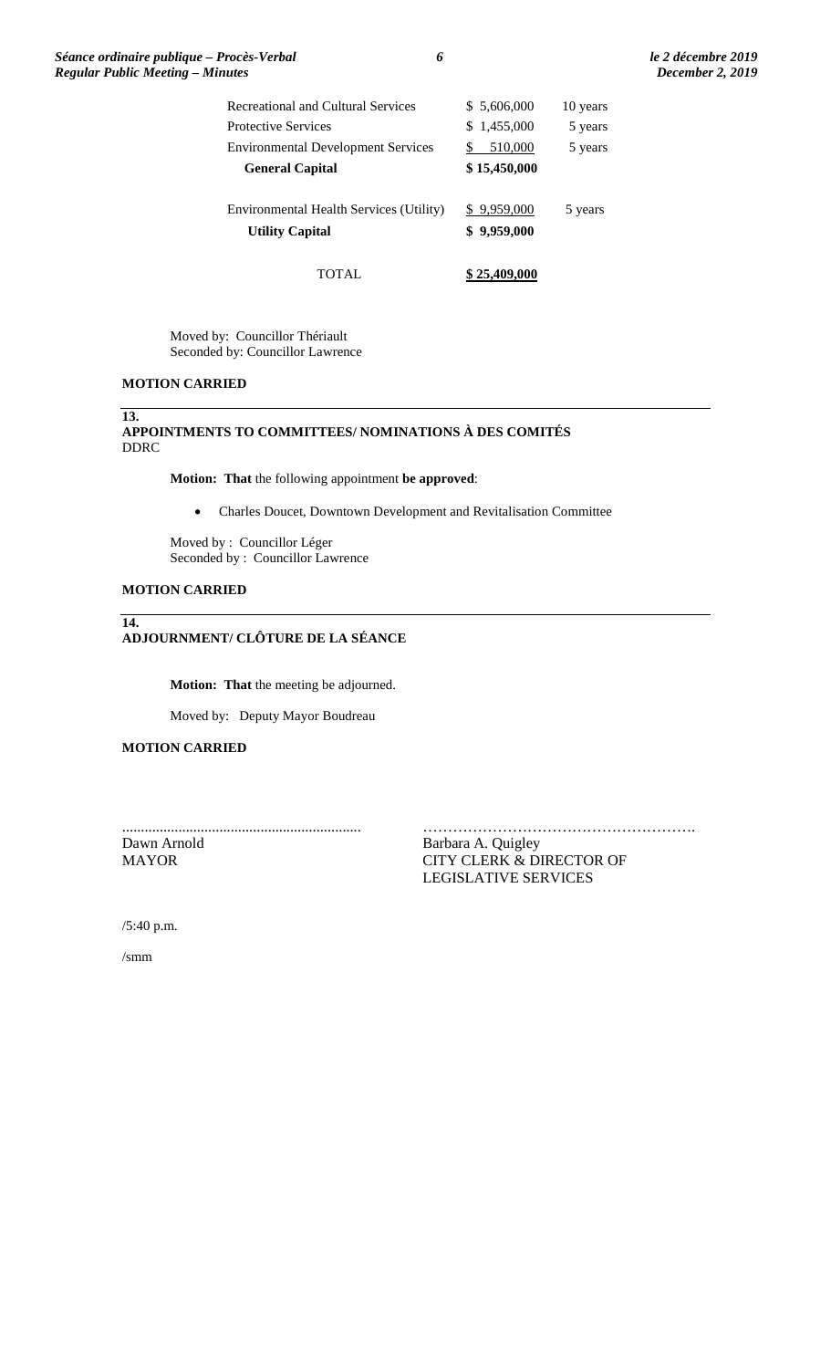| | | |
|---|---|---|
| Recreational and Cultural Services | \$ 5,606,000 | 10 years |
| Protective Services | \$ 1,455,000 | 5 years |
| Environmental Development Services | \$ 510,000 | 5 years |
| **General Capital** | **\$ 15,450,000** | |
| Environmental Health Services (Utility) | \$ 9,959,000 | 5 years |
| **Utility Capital** | **\$ 9,959,000** | |
| TOTAL | **\$ 25,409,000** | |

Moved by: Councillor Thériault
Seconded by: Councillor Lawrence

**MOTION CARRIED**

## 13. APPOINTMENTS TO COMMITTEES/ NOMINATIONS À DES COMITÉS

DDRC

**Motion: That** the following appointment **be approved**:

- Charles Doucet, Downtown Development and Revitalisation Committee

Moved by : Councillor Léger
Seconded by : Councillor Lawrence

**MOTION CARRIED**

## 14. ADJOURNMENT/ CLÔTURE DE LA SÉANCE

**Motion: That** the meeting be adjourned.

Moved by: Deputy Mayor Boudreau

**MOTION CARRIED**

| | |
|---|---|
| .............................................................. | ………………………………………………. |
| Dawn Arnold | Barbara A. Quigley |
| MAYOR | CITY CLERK & DIRECTOR OF LEGISLATIVE SERVICES |

/5:40 p.m.

/smm